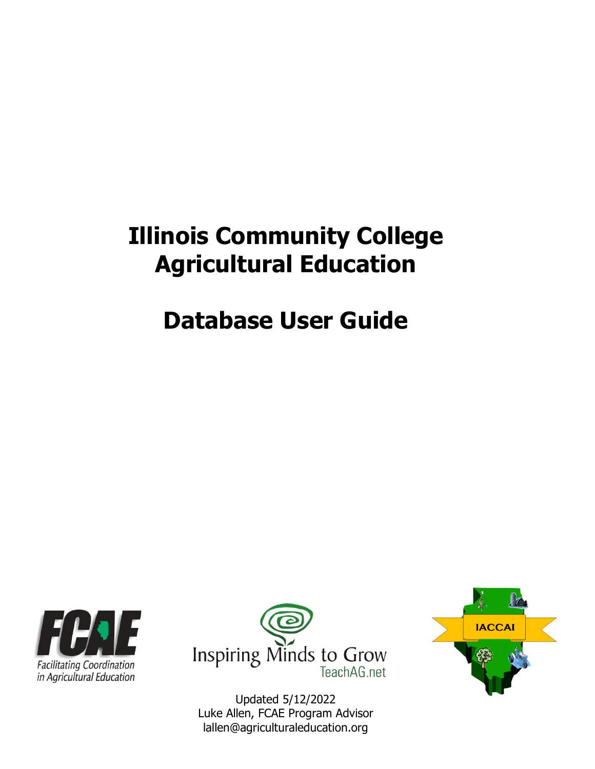# Illinois Community College Agricultural Education

# Database User Guide

FCAE

Facilitating Coordination in Agricultural Education

Inspiring Minds to Grow

TeachAG.net

IACCAI

Updated 5/12/2022

Luke Allen, FCAE Program Advisor

lallen@agriculturaleducation.org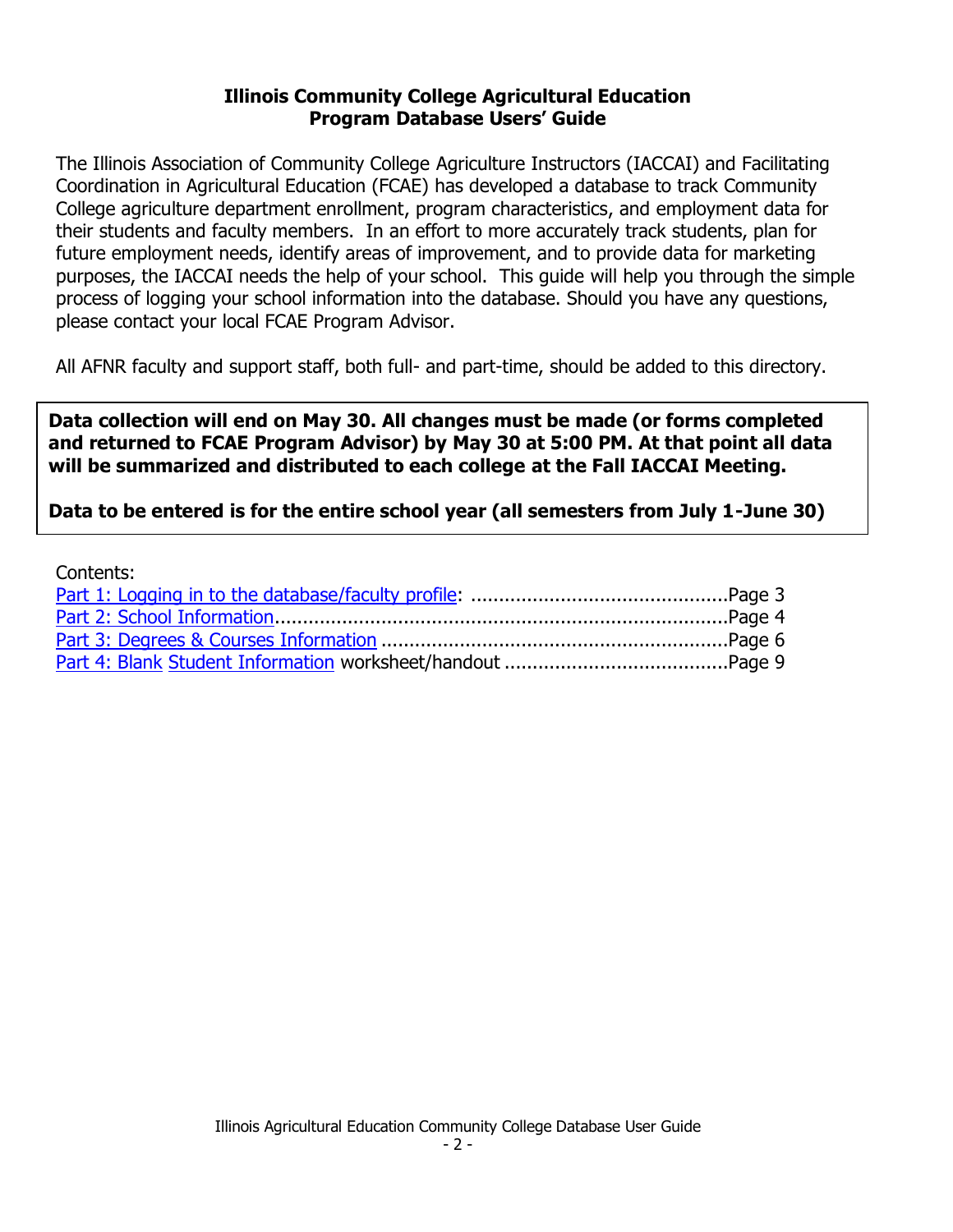**Illinois Community College Agricultural Education Program Database Users' Guide**

The Illinois Association of Community College Agriculture Instructors (IACCAI) and Facilitating Coordination in Agricultural Education (FCAE) has developed a database to track Community College agriculture department enrollment, program characteristics, and employment data for their students and faculty members. In an effort to more accurately track students, plan for future employment needs, identify areas of improvement, and to provide data for marketing purposes, the IACCAI needs the help of your school. This guide will help you through the simple process of logging your school information into the database. Should you have any questions, please contact your local FCAE Program Advisor.

All AFNR faculty and support staff, both full- and part-time, should be added to this directory.

**Data collection will end on May 30. All changes must be made (or forms completed and returned to FCAE Program Advisor) by May 30 at 5:00 PM. At that point all data will be summarized and distributed to each college at the Fall IACCAI Meeting.**

**Data to be entered is for the entire school year (all semesters from July 1-June 30)**

Contents:

Part 1: Logging in to the database/faculty profile: ..............................................Page 3
Part 2: School Information.................................................................................Page 4
Part 3: Degrees & Courses Information ..............................................................Page 6
Part 4: Blank Student Information worksheet/handout ........................................Page 9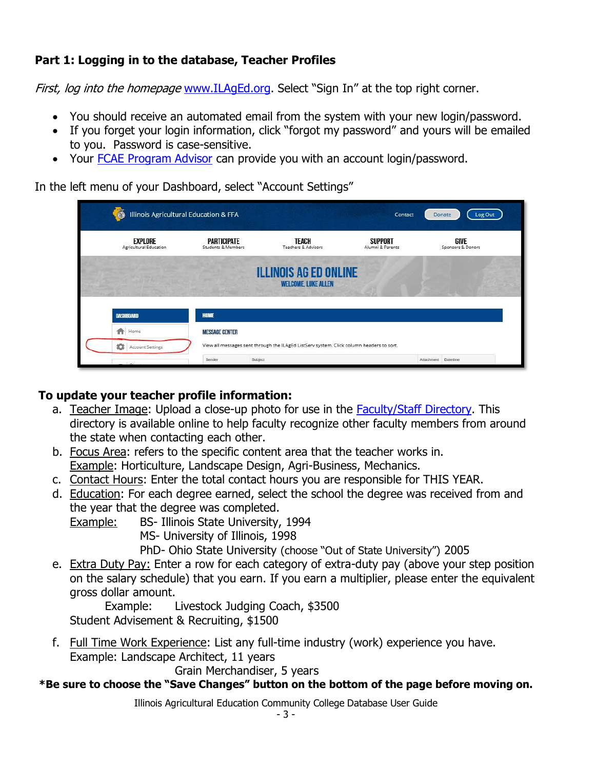**Part 1: Logging in to the database, Teacher Profiles**

*First, log into the homepage* www.ILAgEd.org. Select "Sign In" at the top right corner.

- You should receive an automated email from the system with your new login/password.
- If you forget your login information, click "forgot my password" and yours will be emailed to you. Password is case-sensitive.
- Your FCAE Program Advisor can provide you with an account login/password.

In the left menu of your Dashboard, select "Account Settings"

**To update your teacher profile information:**

a. Teacher Image: Upload a close-up photo for use in the Faculty/Staff Directory. This directory is available online to help faculty recognize other faculty members from around the state when contacting each other.

b. Focus Area: refers to the specific content area that the teacher works in.
   Example: Horticulture, Landscape Design, Agri-Business, Mechanics.

c. Contact Hours: Enter the total contact hours you are responsible for THIS YEAR.

d. Education: For each degree earned, select the school the degree was received from and the year that the degree was completed.
   Example: BS- Illinois State University, 1994
   MS- University of Illinois, 1998
   PhD- Ohio State University (choose "Out of State University") 2005

e. Extra Duty Pay: Enter a row for each category of extra-duty pay (above your step position on the salary schedule) that you earn. If you earn a multiplier, please enter the equivalent gross dollar amount.
   Example: Livestock Judging Coach, $3500
   Student Advisement & Recruiting, $1500

f. Full Time Work Experience: List any full-time industry (work) experience you have.
   Example: Landscape Architect, 11 years
   Grain Merchandiser, 5 years

**\*Be sure to choose the "Save Changes" button on the bottom of the page before moving on.**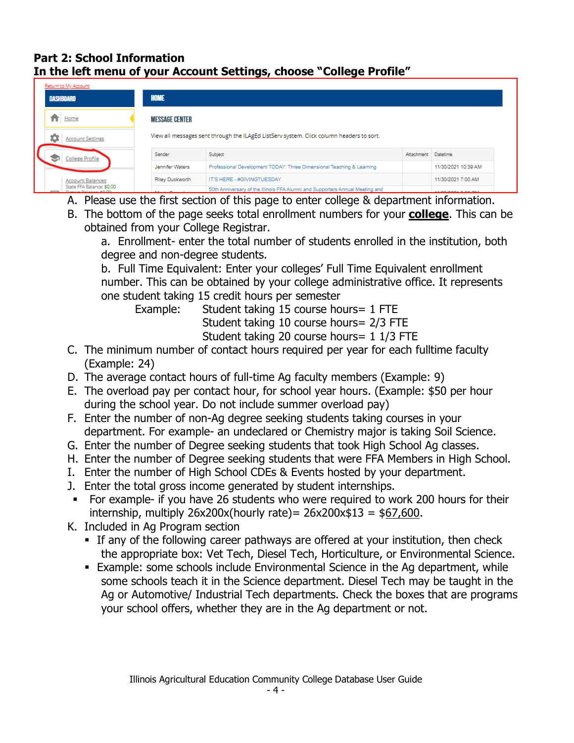**Part 2: School Information**
**In the left menu of your Account Settings, choose "College Profile"**

A. Please use the first section of this page to enter college & department information.
B. The bottom of the page seeks total enrollment numbers for your **college**. This can be obtained from your College Registrar.
    a. Enrollment- enter the total number of students enrolled in the institution, both degree and non-degree students.
    b. Full Time Equivalent: Enter your colleges' Full Time Equivalent enrollment number. This can be obtained by your college administrative office. It represents one student taking 15 credit hours per semester
    Example: Student taking 15 course hours= 1 FTE
    Student taking 10 course hours= 2/3 FTE
    Student taking 20 course hours= 1 1/3 FTE
C. The minimum number of contact hours required per year for each fulltime faculty (Example: 24)
D. The average contact hours of full-time Ag faculty members (Example: 9)
E. The overload pay per contact hour, for school year hours. (Example: $50 per hour during the school year. Do not include summer overload pay)
F. Enter the number of non-Ag degree seeking students taking courses in your department. For example- an undeclared or Chemistry major is taking Soil Science.
G. Enter the number of Degree seeking students that took High School Ag classes.
H. Enter the number of Degree seeking students that were FFA Members in High School.
I. Enter the number of High School CDEs & Events hosted by your department.
J. Enter the total gross income generated by student internships.
    - For example- if you have 26 students who were required to work 200 hours for their internship, multiply 26x200x(hourly rate)= 26x200x$13 = $67,600.
K. Included in Ag Program section
    - If any of the following career pathways are offered at your institution, then check the appropriate box: Vet Tech, Diesel Tech, Horticulture, or Environmental Science.
    - Example: some schools include Environmental Science in the Ag department, while some schools teach it in the Science department. Diesel Tech may be taught in the Ag or Automotive/ Industrial Tech departments. Check the boxes that are programs your school offers, whether they are in the Ag department or not.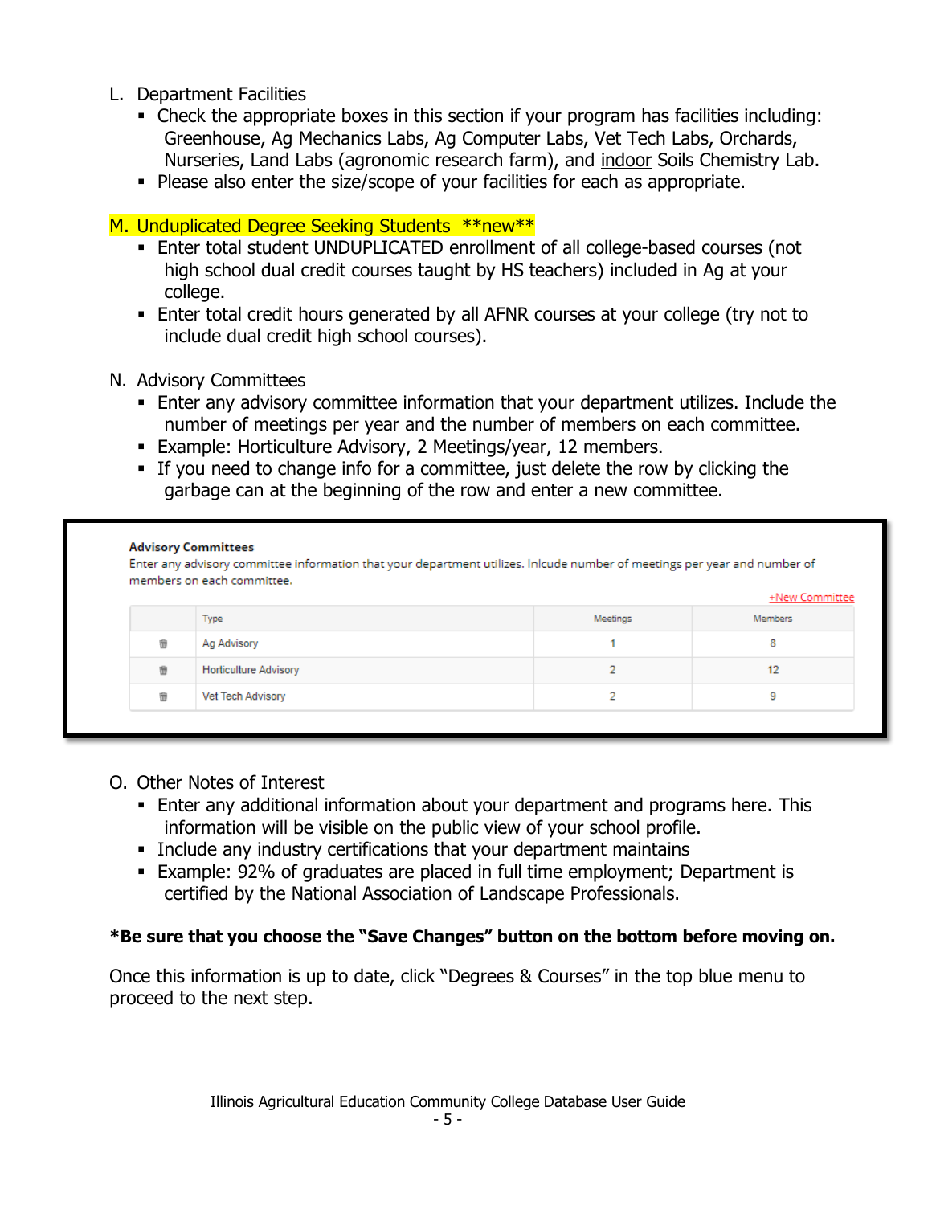L. Department Facilities

- Check the appropriate boxes in this section if your program has facilities including: Greenhouse, Ag Mechanics Labs, Ag Computer Labs, Vet Tech Labs, Orchards, Nurseries, Land Labs (agronomic research farm), and indoor Soils Chemistry Lab.
- Please also enter the size/scope of your facilities for each as appropriate.

M. Unduplicated Degree Seeking Students **new**

- Enter total student UNDUPLICATED enrollment of all college-based courses (not high school dual credit courses taught by HS teachers) included in Ag at your college.
- Enter total credit hours generated by all AFNR courses at your college (try not to include dual credit high school courses).

N. Advisory Committees

- Enter any advisory committee information that your department utilizes. Include the number of meetings per year and the number of members on each committee.
- Example: Horticulture Advisory, 2 Meetings/year, 12 members.
- If you need to change info for a committee, just delete the row by clicking the garbage can at the beginning of the row and enter a new committee.

**Advisory Committees**

Enter any advisory committee information that your department utilizes. Inlcude number of meetings per year and number of members on each committee.

+New Committee

| | Type | Meetings | Members |
|---|---|---|---|
| 🗑 | Ag Advisory | 1 | 8 |
| 🗑 | Horticulture Advisory | 2 | 12 |
| 🗑 | Vet Tech Advisory | 2 | 9 |

O. Other Notes of Interest

- Enter any additional information about your department and programs here. This information will be visible on the public view of your school profile.
- Include any industry certifications that your department maintains
- Example: 92% of graduates are placed in full time employment; Department is certified by the National Association of Landscape Professionals.

**\*Be sure that you choose the "Save Changes" button on the bottom before moving on.**

Once this information is up to date, click "Degrees & Courses" in the top blue menu to proceed to the next step.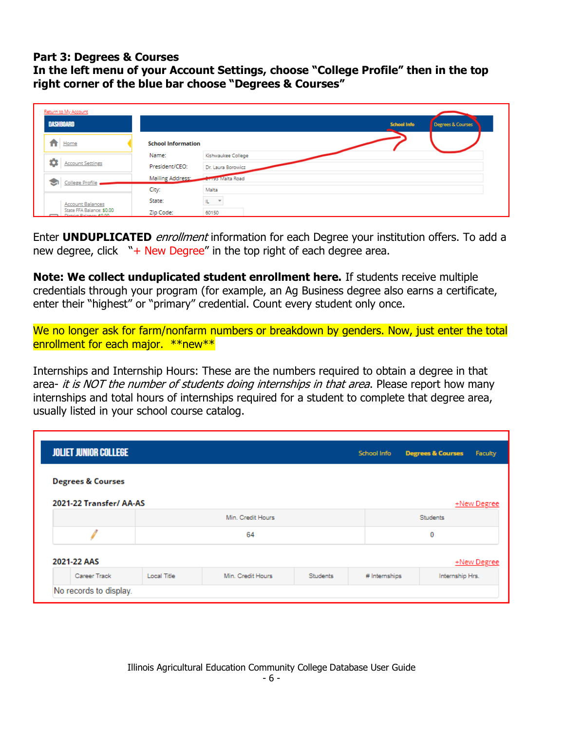**Part 3: Degrees & Courses**

**In the left menu of your Account Settings, choose "College Profile" then in the top right corner of the blue bar choose "Degrees & Courses"**

Enter **UNDUPLICATED** *enrollment* information for each Degree your institution offers. To add a new degree, click "+ New Degree" in the top right of each degree area.

**Note: We collect unduplicated student enrollment here.** If students receive multiple credentials through your program (for example, an Ag Business degree also earns a certificate, enter their "highest" or "primary" credential. Count every student only once.

We no longer ask for farm/nonfarm numbers or breakdown by genders. Now, just enter the total enrollment for each major. **new**

Internships and Internship Hours: These are the numbers required to obtain a degree in that area- *it is NOT the number of students doing internships in that area*. Please report how many internships and total hours of internships required for a student to complete that degree area, usually listed in your school course catalog.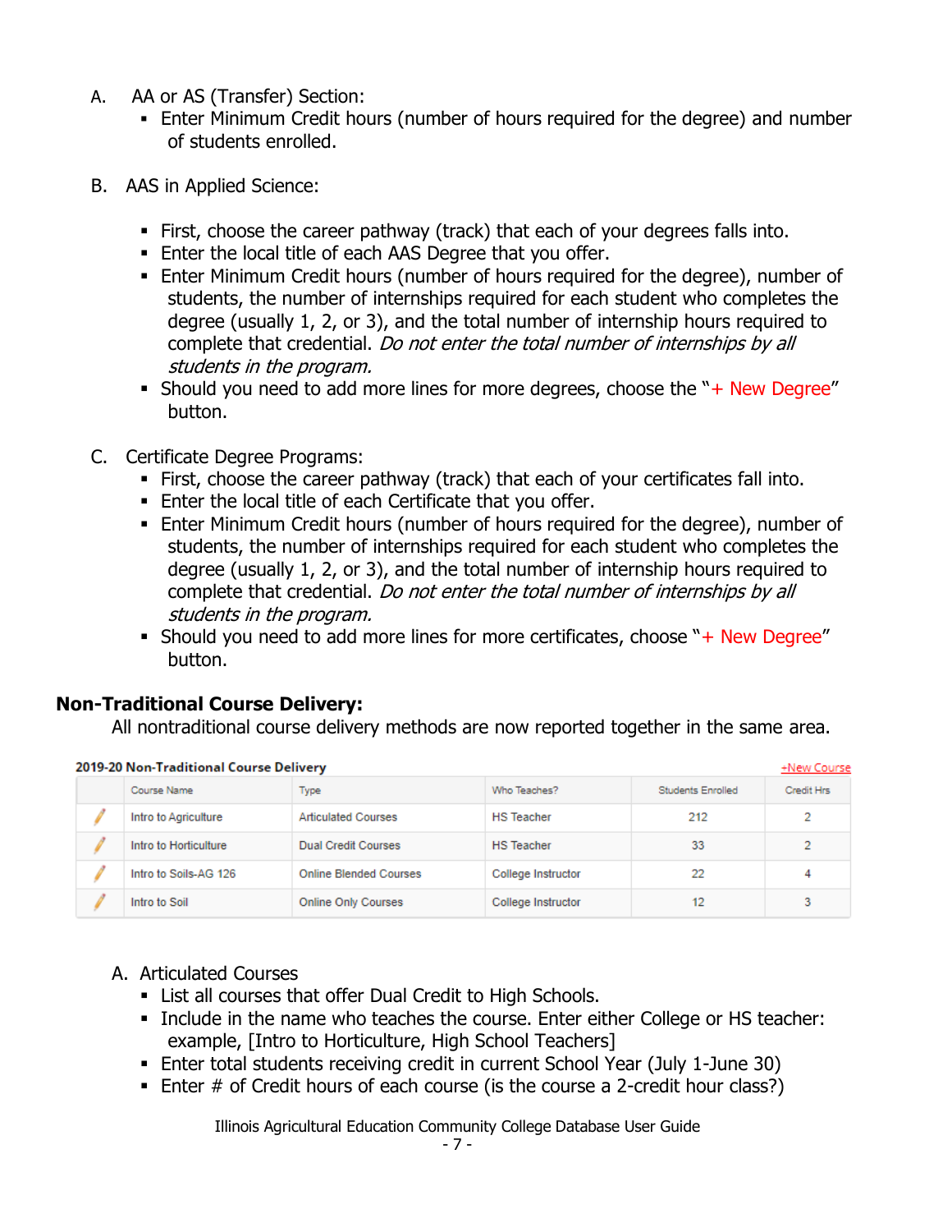A. AA or AS (Transfer) Section:
   - Enter Minimum Credit hours (number of hours required for the degree) and number of students enrolled.

B. AAS in Applied Science:
   - First, choose the career pathway (track) that each of your degrees falls into.
   - Enter the local title of each AAS Degree that you offer.
   - Enter Minimum Credit hours (number of hours required for the degree), number of students, the number of internships required for each student who completes the degree (usually 1, 2, or 3), and the total number of internship hours required to complete that credential. *Do not enter the total number of internships by all students in the program.*
   - Should you need to add more lines for more degrees, choose the "+ New Degree" button.

C. Certificate Degree Programs:
   - First, choose the career pathway (track) that each of your certificates fall into.
   - Enter the local title of each Certificate that you offer.
   - Enter Minimum Credit hours (number of hours required for the degree), number of students, the number of internships required for each student who completes the degree (usually 1, 2, or 3), and the total number of internship hours required to complete that credential. *Do not enter the total number of internships by all students in the program.*
   - Should you need to add more lines for more certificates, choose "+ New Degree" button.

## Non-Traditional Course Delivery:

All nontraditional course delivery methods are now reported together in the same area.

**2019-20 Non-Traditional Course Delivery** +New Course

| | Course Name | Type | Who Teaches? | Students Enrolled | Credit Hrs |
|---|---|---|---|---|---|
| ✎ | Intro to Agriculture | Articulated Courses | HS Teacher | 212 | 2 |
| ✎ | Intro to Horticulture | Dual Credit Courses | HS Teacher | 33 | 2 |
| ✎ | Intro to Soils-AG 126 | Online Blended Courses | College Instructor | 22 | 4 |
| ✎ | Intro to Soil | Online Only Courses | College Instructor | 12 | 3 |

A. Articulated Courses
   - List all courses that offer Dual Credit to High Schools.
   - Include in the name who teaches the course. Enter either College or HS teacher: example, [Intro to Horticulture, High School Teachers]
   - Enter total students receiving credit in current School Year (July 1-June 30)
   - Enter # of Credit hours of each course (is the course a 2-credit hour class?)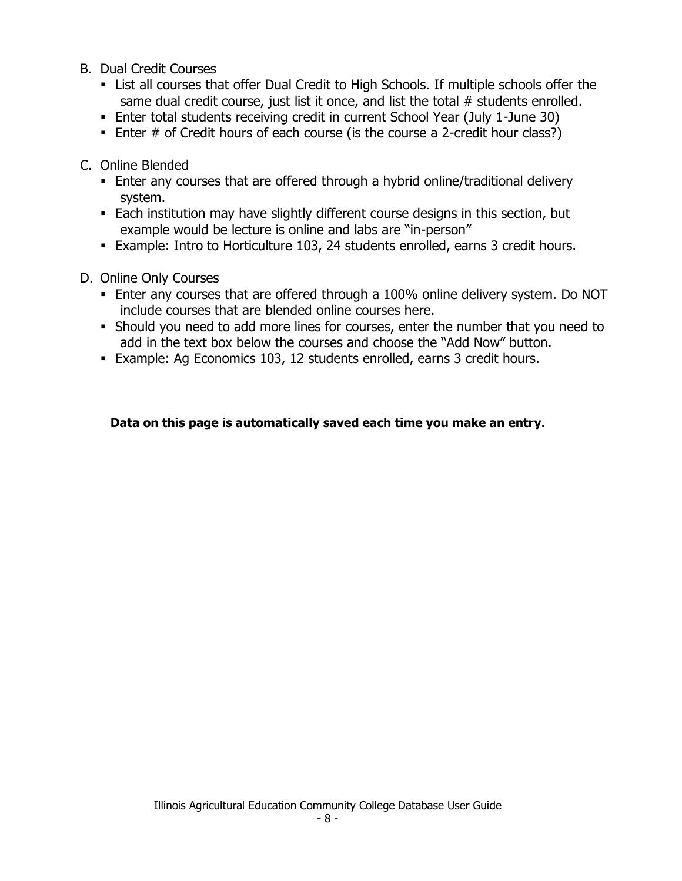B. Dual Credit Courses
   - List all courses that offer Dual Credit to High Schools. If multiple schools offer the same dual credit course, just list it once, and list the total # students enrolled.
   - Enter total students receiving credit in current School Year (July 1-June 30)
   - Enter # of Credit hours of each course (is the course a 2-credit hour class?)

C. Online Blended
   - Enter any courses that are offered through a hybrid online/traditional delivery system.
   - Each institution may have slightly different course designs in this section, but example would be lecture is online and labs are "in-person"
   - Example: Intro to Horticulture 103, 24 students enrolled, earns 3 credit hours.

D. Online Only Courses
   - Enter any courses that are offered through a 100% online delivery system. Do NOT include courses that are blended online courses here.
   - Should you need to add more lines for courses, enter the number that you need to add in the text box below the courses and choose the "Add Now" button.
   - Example: Ag Economics 103, 12 students enrolled, earns 3 credit hours.

**Data on this page is automatically saved each time you make an entry.**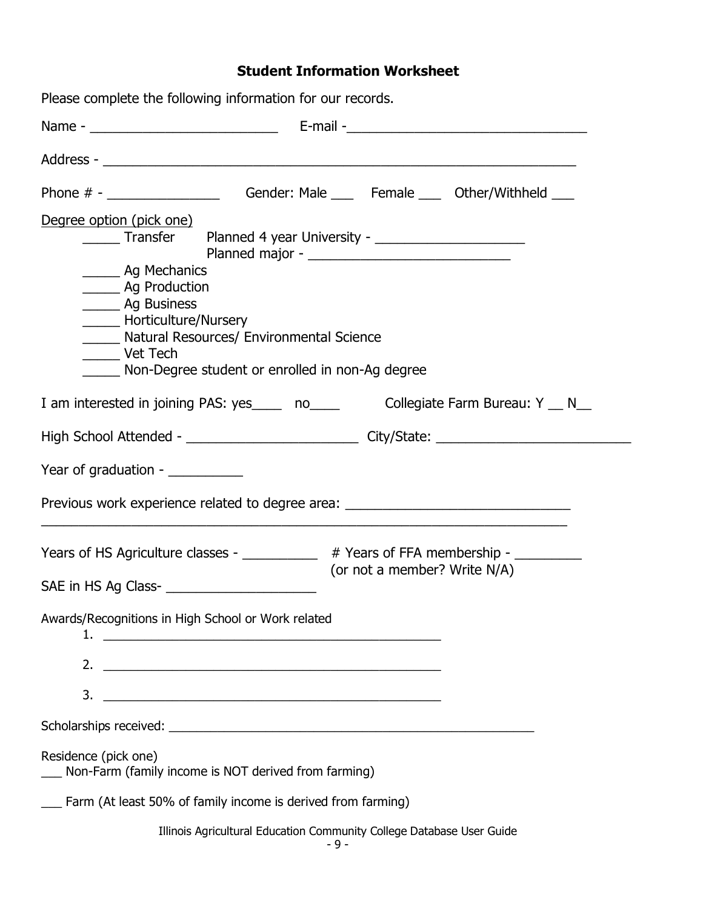## Student Information Worksheet

Please complete the following information for our records.

Name - _________________________ E-mail -_______________________________

Address - ______________________________________________________________

Phone # - _______________ Gender: Male ___ Female ___ Other/Withheld ___

Degree option (pick one)

_____ Transfer Planned 4 year University - ____________________
Planned major - ___________________________

_____ Ag Mechanics

_____ Ag Production

_____ Ag Business

_____ Horticulture/Nursery

_____ Natural Resources/ Environmental Science

_____ Vet Tech

_____ Non-Degree student or enrolled in non-Ag degree

I am interested in joining PAS: yes____ no____ Collegiate Farm Bureau: Y __ N__

High School Attended - _______________________ City/State: __________________________

Year of graduation - __________

Previous work experience related to degree area: _____________________________
_________________________________________________________________________

Years of HS Agriculture classes - __________ # Years of FFA membership - _________
(or not a member? Write N/A)

SAE in HS Ag Class- ____________________

Awards/Recognitions in High School or Work related

1. _______________________________________________
2. _______________________________________________
3. _______________________________________________

Scholarships received: _____________________________________________________

Residence (pick one)

___ Non-Farm (family income is NOT derived from farming)

___ Farm (At least 50% of family income is derived from farming)